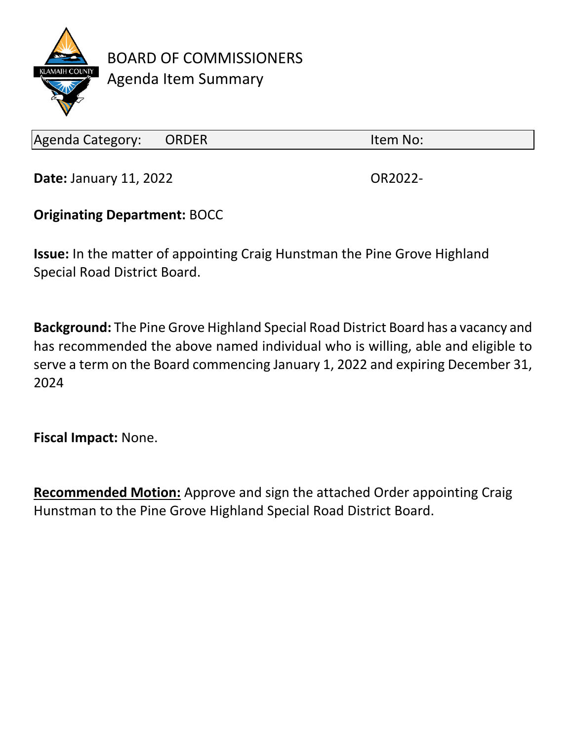# BOARD OF COMMISSIONERS
## Agenda Item Summary

| Agenda Category: ORDER | Item No: |
|---|---|

**Date:** January 11, 2022 OR2022-

**Originating Department:** BOCC

**Issue:** In the matter of appointing Craig Hunstman the Pine Grove Highland Special Road District Board.

**Background:** The Pine Grove Highland Special Road District Board has a vacancy and has recommended the above named individual who is willing, able and eligible to serve a term on the Board commencing January 1, 2022 and expiring December 31, 2024

**Fiscal Impact:** None.

**Recommended Motion:** Approve and sign the attached Order appointing Craig Hunstman to the Pine Grove Highland Special Road District Board.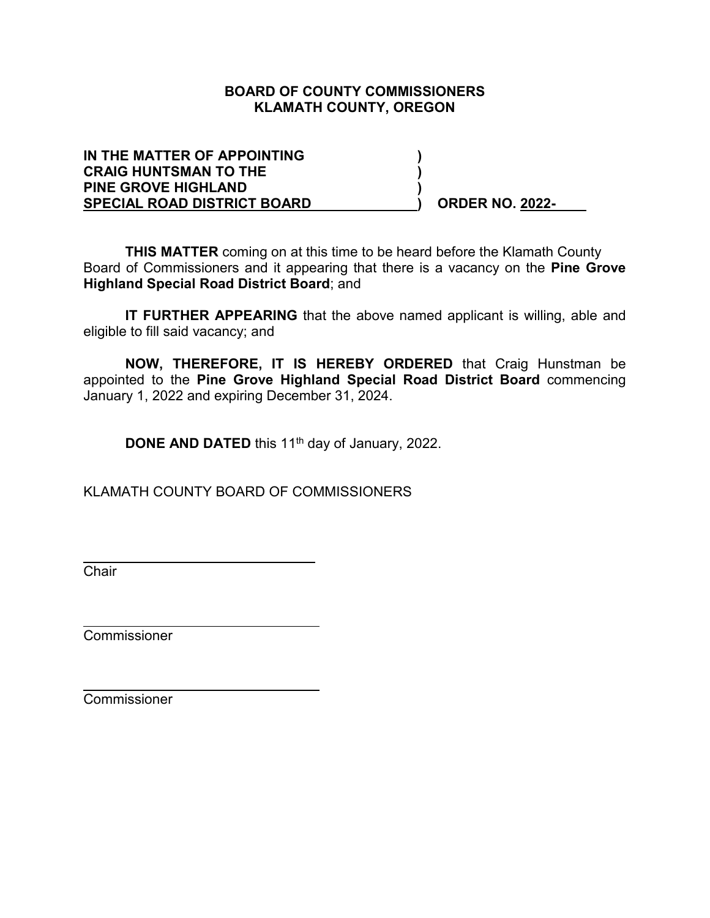**BOARD OF COUNTY COMMISSIONERS**
**KLAMATH COUNTY, OREGON**

**IN THE MATTER OF APPOINTING )**
**CRAIG HUNTSMAN TO THE )**
**PINE GROVE HIGHLAND )**
**SPECIAL ROAD DISTRICT BOARD ) ORDER NO. 2022-**

**THIS MATTER** coming on at this time to be heard before the Klamath County Board of Commissioners and it appearing that there is a vacancy on the **Pine Grove Highland Special Road District Board**; and

**IT FURTHER APPEARING** that the above named applicant is willing, able and eligible to fill said vacancy; and

**NOW, THEREFORE, IT IS HEREBY ORDERED** that Craig Hunstman be appointed to the **Pine Grove Highland Special Road District Board** commencing January 1, 2022 and expiring December 31, 2024.

**DONE AND DATED** this 11th day of January, 2022.

KLAMATH COUNTY BOARD OF COMMISSIONERS

______________________________
Chair

______________________________
Commissioner

______________________________
Commissioner